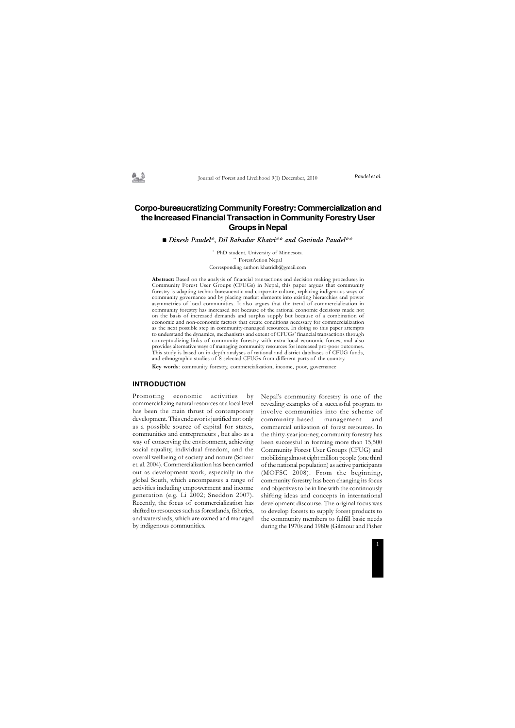# Corpo-bureaucratizing Community Forestry: Commercialization and the Increased Financial Transaction in Community Forestry User Groups in Nepal

■ *Dinesh Paudel\*, Dil Bahadur Khatri\*\* and Govinda Paudel\*\**

\* PhD student, University of Minnesota.
\*\* ForestAction Nepal
Corresponding author: khatridb@gmail.com

**Abstract:** Based on the analysis of financial transactions and decision making procedures in Community Forest User Groups (CFUGs) in Nepal, this paper argues that community forestry is adapting techno-bureaucratic and corporate culture, replacing indigenous ways of community governance and by placing market elements into existing hierarchies and power asymmetries of local communities. It also argues that the trend of commercialization in community forestry has increased not because of the rational economic decisions made not on the basis of increased demands and surplus supply but because of a combination of economic and non-economic factors that create conditions necessary for commercialization as the next possible step in community-managed resources. In doing so this paper attempts to understand the dynamics, mechanisms and extent of CFUGs' financial transactions through conceptualizing links of community forestry with extra-local economic forces, and also provides alternative ways of managing community resources for increased pro-poor outcomes. This study is based on in-depth analyses of national and district databases of CFUG funds, and ethnographic studies of 8 selected CFUGs from different parts of the country.

**Key words**: community forestry, commercialization, income, poor, governance

## INTRODUCTION

Promoting economic activities by commercializing natural resources at a local level has been the main thrust of contemporary development. This endeavor is justified not only as a possible source of capital for states, communities and entrepreneurs , but also as a way of conserving the environment, achieving social equality, individual freedom, and the overall wellbeing of society and nature (Scheer et. al. 2004). Commercialization has been carried out as development work, especially in the global South, which encompasses a range of activities including empowerment and income generation (e.g. Li 2002; Sneddon 2007). Recently, the focus of commercialization has shifted to resources such as forestlands, fisheries, and watersheds, which are owned and managed by indigenous communities.

Nepal's community forestry is one of the revealing examples of a successful program to involve communities into the scheme of community-based management and commercial utilization of forest resources. In the thirty-year journey, community forestry has been successful in forming more than 15,500 Community Forest User Groups (CFUG) and mobilizing almost eight million people (one third of the national population) as active participants (MOFSC 2008). From the beginning, community forestry has been changing its focus and objectives to be in line with the continuously shifting ideas and concepts in international development discourse. The original focus was to develop forests to supply forest products to the community members to fulfill basic needs during the 1970s and 1980s (Gilmour and Fisher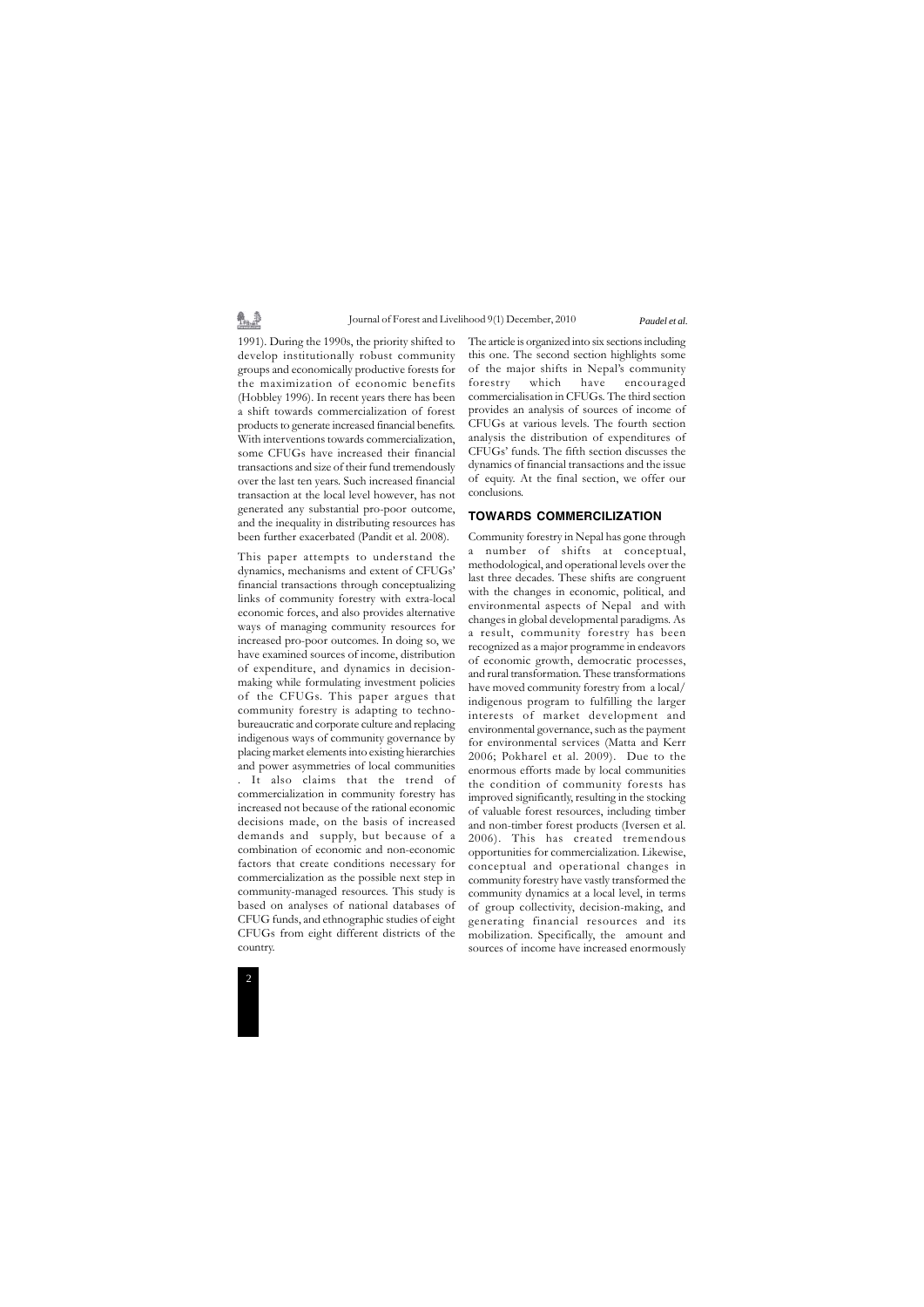1991). During the 1990s, the priority shifted to develop institutionally robust community groups and economically productive forests for the maximization of economic benefits (Hobbley 1996). In recent years there has been a shift towards commercialization of forest products to generate increased financial benefits. With interventions towards commercialization, some CFUGs have increased their financial transactions and size of their fund tremendously over the last ten years. Such increased financial transaction at the local level however, has not generated any substantial pro-poor outcome, and the inequality in distributing resources has been further exacerbated (Pandit et al. 2008).

This paper attempts to understand the dynamics, mechanisms and extent of CFUGs' financial transactions through conceptualizing links of community forestry with extra-local economic forces, and also provides alternative ways of managing community resources for increased pro-poor outcomes. In doing so, we have examined sources of income, distribution of expenditure, and dynamics in decision-making while formulating investment policies of the CFUGs. This paper argues that community forestry is adapting to techno-bureaucratic and corporate culture and replacing indigenous ways of community governance by placing market elements into existing hierarchies and power asymmetries of local communities . It also claims that the trend of commercialization in community forestry has increased not because of the rational economic decisions made, on the basis of increased demands and supply, but because of a combination of economic and non-economic factors that create conditions necessary for commercialization as the possible next step in community-managed resources. This study is based on analyses of national databases of CFUG funds, and ethnographic studies of eight CFUGs from eight different districts of the country.

The article is organized into six sections including this one. The second section highlights some of the major shifts in Nepal's community forestry which have encouraged commercialisation in CFUGs. The third section provides an analysis of sources of income of CFUGs at various levels. The fourth section analysis the distribution of expenditures of CFUGs' funds. The fifth section discusses the dynamics of financial transactions and the issue of equity. At the final section, we offer our conclusions.

## TOWARDS COMMERCILIZATION

Community forestry in Nepal has gone through a number of shifts at conceptual, methodological, and operational levels over the last three decades. These shifts are congruent with the changes in economic, political, and environmental aspects of Nepal and with changes in global developmental paradigms. As a result, community forestry has been recognized as a major programme in endeavors of economic growth, democratic processes, and rural transformation. These transformations have moved community forestry from a local/ indigenous program to fulfilling the larger interests of market development and environmental governance, such as the payment for environmental services (Matta and Kerr 2006; Pokharel et al. 2009). Due to the enormous efforts made by local communities the condition of community forests has improved significantly, resulting in the stocking of valuable forest resources, including timber and non-timber forest products (Iversen et al. 2006). This has created tremendous opportunities for commercialization. Likewise, conceptual and operational changes in community forestry have vastly transformed the community dynamics at a local level, in terms of group collectivity, decision-making, and generating financial resources and its mobilization. Specifically, the amount and sources of income have increased enormously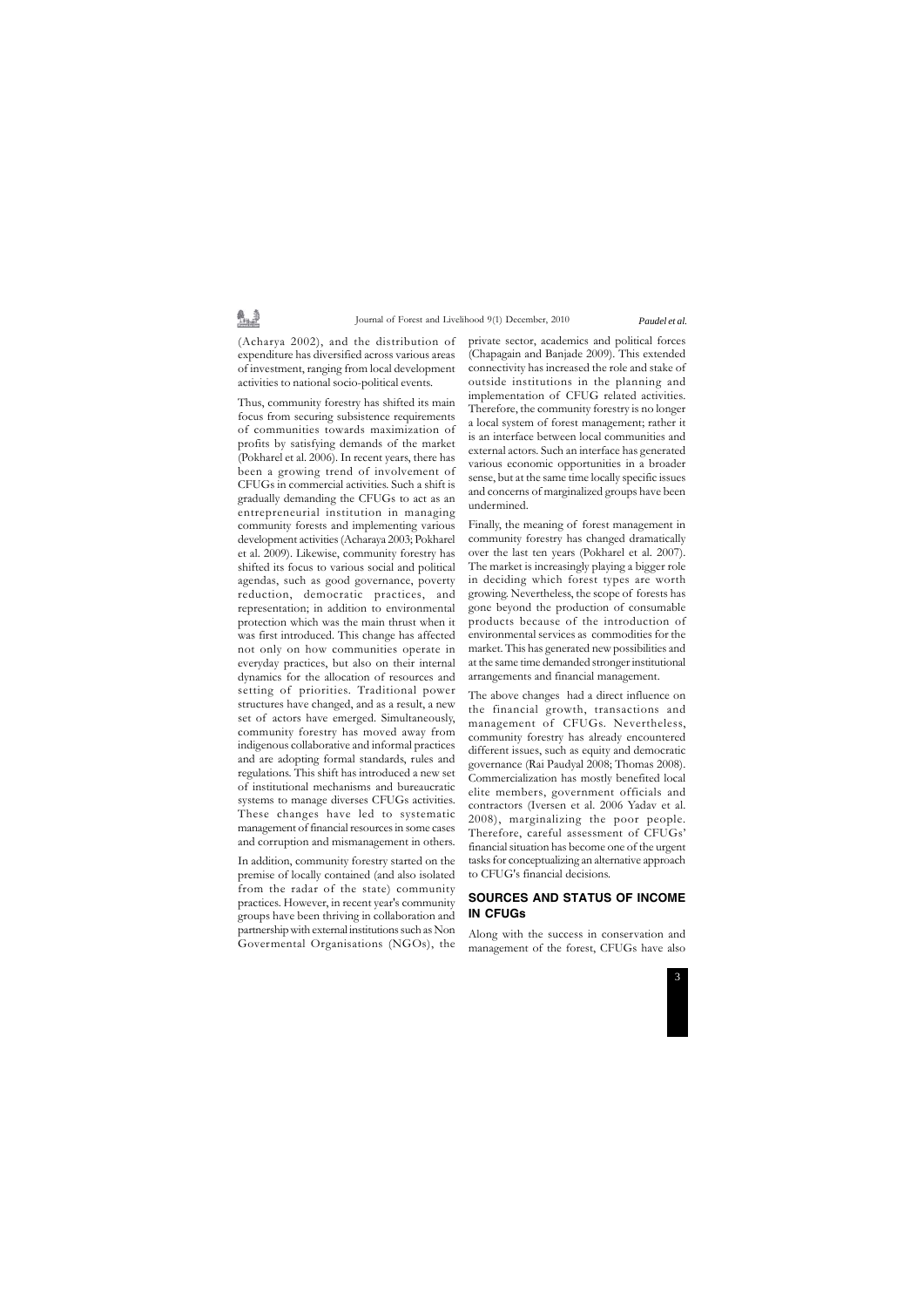(Acharya 2002), and the distribution of expenditure has diversified across various areas of investment, ranging from local development activities to national socio-political events.

Thus, community forestry has shifted its main focus from securing subsistence requirements of communities towards maximization of profits by satisfying demands of the market (Pokharel et al. 2006). In recent years, there has been a growing trend of involvement of CFUGs in commercial activities. Such a shift is gradually demanding the CFUGs to act as an entrepreneurial institution in managing community forests and implementing various development activities (Acharaya 2003; Pokharel et al. 2009). Likewise, community forestry has shifted its focus to various social and political agendas, such as good governance, poverty reduction, democratic practices, and representation; in addition to environmental protection which was the main thrust when it was first introduced. This change has affected not only on how communities operate in everyday practices, but also on their internal dynamics for the allocation of resources and setting of priorities. Traditional power structures have changed, and as a result, a new set of actors have emerged. Simultaneously, community forestry has moved away from indigenous collaborative and informal practices and are adopting formal standards, rules and regulations. This shift has introduced a new set of institutional mechanisms and bureaucratic systems to manage diverses CFUGs activities. These changes have led to systematic management of financial resources in some cases and corruption and mismanagement in others.

In addition, community forestry started on the premise of locally contained (and also isolated from the radar of the state) community practices. However, in recent year's community groups have been thriving in collaboration and partnership with external institutions such as Non Govermental Organisations (NGOs), the private sector, academics and political forces (Chapagain and Banjade 2009). This extended connectivity has increased the role and stake of outside institutions in the planning and implementation of CFUG related activities. Therefore, the community forestry is no longer a local system of forest management; rather it is an interface between local communities and external actors. Such an interface has generated various economic opportunities in a broader sense, but at the same time locally specific issues and concerns of marginalized groups have been undermined.

Finally, the meaning of forest management in community forestry has changed dramatically over the last ten years (Pokharel et al. 2007). The market is increasingly playing a bigger role in deciding which forest types are worth growing. Nevertheless, the scope of forests has gone beyond the production of consumable products because of the introduction of environmental services as commodities for the market. This has generated new possibilities and at the same time demanded stronger institutional arrangements and financial management.

The above changes had a direct influence on the financial growth, transactions and management of CFUGs. Nevertheless, community forestry has already encountered different issues, such as equity and democratic governance (Rai Paudyal 2008; Thomas 2008). Commercialization has mostly benefited local elite members, government officials and contractors (Iversen et al. 2006 Yadav et al. 2008), marginalizing the poor people. Therefore, careful assessment of CFUGs' financial situation has become one of the urgent tasks for conceptualizing an alternative approach to CFUG's financial decisions.

## SOURCES AND STATUS OF INCOME IN CFUGs

Along with the success in conservation and management of the forest, CFUGs have also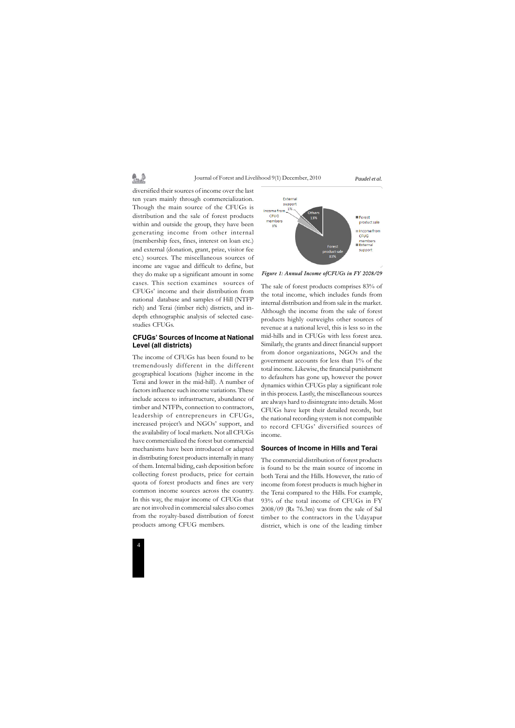diversified their sources of income over the last ten years mainly through commercialization. Though the main source of the CFUGs is distribution and the sale of forest products within and outside the group, they have been generating income from other internal (membership fees, fines, interest on loan etc.) and external (donation, grant, prize, visitor fee etc.) sources. The miscellaneous sources of income are vague and difficult to define, but they do make up a significant amount in some cases. This section examines sources of CFUGs' income and their distribution from national database and samples of Hill (NTFP rich) and Terai (timber rich) districts, and in-depth ethnographic analysis of selected case-studies CFUGs.

## CFUGs' Sources of Income at National Level (all districts)

The income of CFUGs has been found to be tremendously different in the different geographical locations (higher income in the Terai and lower in the mid-hill). A number of factors influence such income variations. These include access to infrastructure, abundance of timber and NTFPs, connection to contractors, leadership of entrepreneurs in CFUGs, increased project's and NGOs' support, and the availability of local markets. Not all CFUGs have commercialized the forest but commercial mechanisms have been introduced or adapted in distributing forest products internally in many of them. Internal biding, cash deposition before collecting forest products, price for certain quota of forest products and fines are very common income sources across the country. In this way, the major income of CFUGs that are not involved in commercial sales also comes from the royalty-based distribution of forest products among CFUG members.

*Figure 1: Annual Income ofCFUGs in FY 2008/09*

The sale of forest products comprises 83% of the total income, which includes funds from internal distribution and from sale in the market. Although the income from the sale of forest products highly outweighs other sources of revenue at a national level, this is less so in the mid-hills and in CFUGs with less forest area. Similarly, the grants and direct financial support from donor organizations, NGOs and the government accounts for less than 1% of the total income. Likewise, the financial punishment to defaulters has gone up, however the power dynamics within CFUGs play a significant role in this process. Lastly, the miscellaneous sources are always hard to disintegrate into details. Most CFUGs have kept their detailed records, but the national recording system is not compatible to record CFUGs' diversified sources of income.

## Sources of Income in Hills and Terai

The commercial distribution of forest products is found to be the main source of income in both Terai and the Hills. However, the ratio of income from forest products is much higher in the Terai compared to the Hills. For example, 93% of the total income of CFUGs in FY 2008/09 (Rs 76.3m) was from the sale of Sal timber to the contractors in the Udayapur district, which is one of the leading timber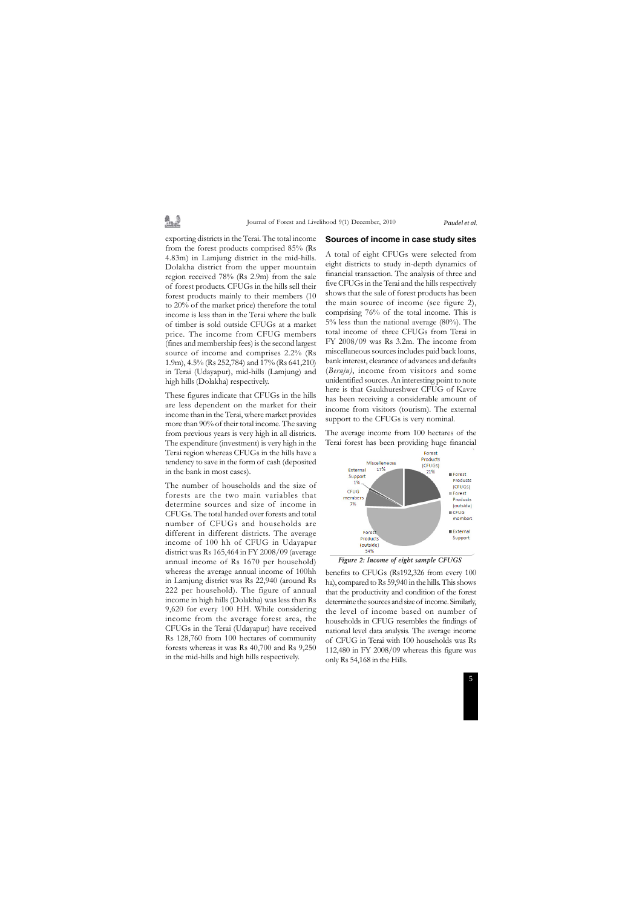exporting districts in the Terai. The total income from the forest products comprised 85% (Rs 4.83m) in Lamjung district in the mid-hills. Dolakha district from the upper mountain region received 78% (Rs 2.9m) from the sale of forest products. CFUGs in the hills sell their forest products mainly to their members (10 to 20% of the market price) therefore the total income is less than in the Terai where the bulk of timber is sold outside CFUGs at a market price. The income from CFUG members (fines and membership fees) is the second largest source of income and comprises 2.2% (Rs 1.9m), 4.5% (Rs 252,784) and 17% (Rs 641,210) in Terai (Udayapur), mid-hills (Lamjung) and high hills (Dolakha) respectively.

These figures indicate that CFUGs in the hills are less dependent on the market for their income than in the Terai, where market provides more than 90% of their total income. The saving from previous years is very high in all districts. The expenditure (investment) is very high in the Terai region whereas CFUGs in the hills have a tendency to save in the form of cash (deposited in the bank in most cases).

The number of households and the size of forests are the two main variables that determine sources and size of income in CFUGs. The total handed over forests and total number of CFUGs and households are different in different districts. The average income of 100 hh of CFUG in Udayapur district was Rs 165,464 in FY 2008/09 (average annual income of Rs 1670 per household) whereas the average annual income of 100hh in Lamjung district was Rs 22,940 (around Rs 222 per household). The figure of annual income in high hills (Dolakha) was less than Rs 9,620 for every 100 HH. While considering income from the average forest area, the CFUGs in the Terai (Udayapur) have received Rs 128,760 from 100 hectares of community forests whereas it was Rs 40,700 and Rs 9,250 in the mid-hills and high hills respectively.

## Sources of income in case study sites

A total of eight CFUGs were selected from eight districts to study in-depth dynamics of financial transaction. The analysis of three and five CFUGs in the Terai and the hills respectively shows that the sale of forest products has been the main source of income (see figure 2), comprising 76% of the total income. This is 5% less than the national average (80%). The total income of three CFUGs from Terai in FY 2008/09 was Rs 3.2m. The income from miscellaneous sources includes paid back loans, bank interest, clearance of advances and defaults (*Beruju*), income from visitors and some unidentified sources. An interesting point to note here is that Gaukhureshwer CFUG of Kavre has been receiving a considerable amount of income from visitors (tourism). The external support to the CFUGs is very nominal.

The average income from 100 hectares of the Terai forest has been providing huge financial benefits to CFUGs (Rs192,326 from every 100 ha), compared to Rs 59,940 in the hills. This shows that the productivity and condition of the forest determine the sources and size of income. Similarly, the level of income based on number of households in CFUG resembles the findings of national level data analysis. The average income of CFUG in Terai with 100 households was Rs 112,480 in FY 2008/09 whereas this figure was only Rs 54,168 in the Hills.

| Source | Share |
|---|---|
| Forest Products (CFUGs) | 21% |
| Forest Products (outside) | 54% |
| CFUG members | 7% |
| External Support | 1% |
| Miscellaneous | 17% |

*Figure 2: Income of eight sample CFUGS*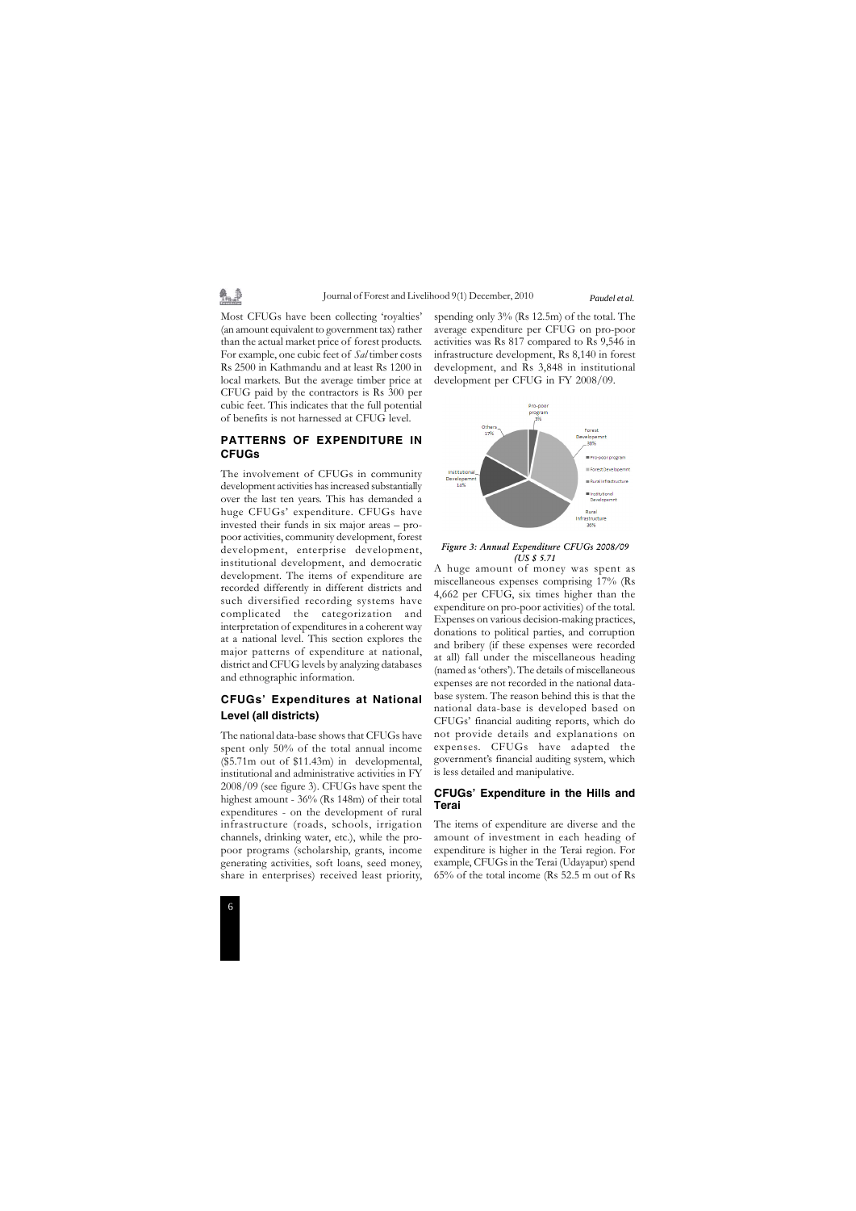Most CFUGs have been collecting 'royalties' (an amount equivalent to government tax) rather than the actual market price of forest products. For example, one cubic feet of *Sal* timber costs Rs 2500 in Kathmandu and at least Rs 1200 in local markets. But the average timber price at CFUG paid by the contractors is Rs 300 per cubic feet. This indicates that the full potential of benefits is not harnessed at CFUG level.

## PATTERNS OF EXPENDITURE IN CFUGs

The involvement of CFUGs in community development activities has increased substantially over the last ten years. This has demanded a huge CFUGs' expenditure. CFUGs have invested their funds in six major areas – pro-poor activities, community development, forest development, enterprise development, institutional development, and democratic development. The items of expenditure are recorded differently in different districts and such diversified recording systems have complicated the categorization and interpretation of expenditures in a coherent way at a national level. This section explores the major patterns of expenditure at national, district and CFUG levels by analyzing databases and ethnographic information.

### CFUGs' Expenditures at National Level (all districts)

The national data-base shows that CFUGs have spent only 50% of the total annual income ($5.71m out of $11.43m) in developmental, institutional and administrative activities in FY 2008/09 (see figure 3). CFUGs have spent the highest amount - 36% (Rs 148m) of their total expenditures - on the development of rural infrastructure (roads, schools, irrigation channels, drinking water, etc.), while the pro-poor programs (scholarship, grants, income generating activities, soft loans, seed money, share in enterprises) received least priority, spending only 3% (Rs 12.5m) of the total. The average expenditure per CFUG on pro-poor activities was Rs 817 compared to Rs 9,546 in infrastructure development, Rs 8,140 in forest development, and Rs 3,848 in institutional development per CFUG in FY 2008/09.

*Figure 3: Annual Expenditure CFUGs 2008/09 (US $ 5.71*

A huge amount of money was spent as miscellaneous expenses comprising 17% (Rs 4,662 per CFUG, six times higher than the expenditure on pro-poor activities) of the total. Expenses on various decision-making practices, donations to political parties, and corruption and bribery (if these expenses were recorded at all) fall under the miscellaneous heading (named as 'others'). The details of miscellaneous expenses are not recorded in the national data-base system. The reason behind this is that the national data-base is developed based on CFUGs' financial auditing reports, which do not provide details and explanations on expenses. CFUGs have adapted the government's financial auditing system, which is less detailed and manipulative.

### CFUGs' Expenditure in the Hills and Terai

The items of expenditure are diverse and the amount of investment in each heading of expenditure is higher in the Terai region. For example, CFUGs in the Terai (Udayapur) spend 65% of the total income (Rs 52.5 m out of Rs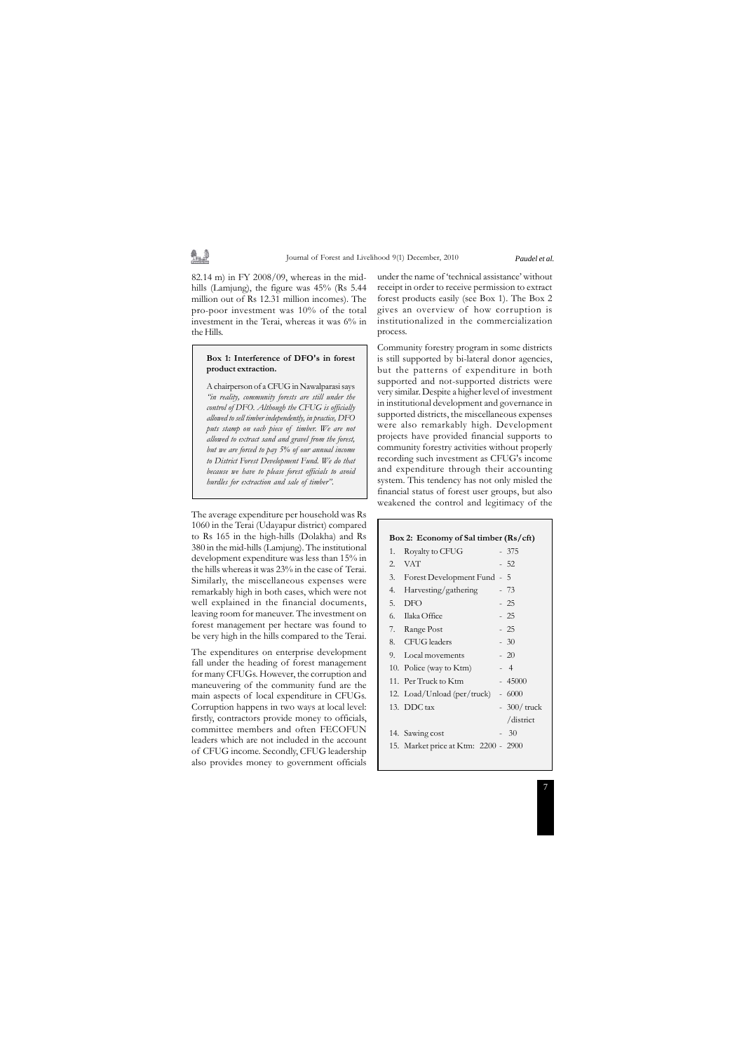82.14 m) in FY 2008/09, whereas in the mid-hills (Lamjung), the figure was 45% (Rs 5.44 million out of Rs 12.31 million incomes). The pro-poor investment was 10% of the total investment in the Terai, whereas it was 6% in the Hills.

**Box 1: Interference of DFO's in forest product extraction.**

A chairperson of a CFUG in Nawalparasi says *"in reality, community forests are still under the control of DFO. Although the CFUG is officially allowed to sell timber independently, in practice, DFO puts stamp on each piece of timber. We are not allowed to extract sand and gravel from the forest, but we are forced to pay 5% of our annual income to District Forest Development Fund. We do that because we have to please forest officials to avoid hurdles for extraction and sale of timber".*

The average expenditure per household was Rs 1060 in the Terai (Udayapur district) compared to Rs 165 in the high-hills (Dolakha) and Rs 380 in the mid-hills (Lamjung). The institutional development expenditure was less than 15% in the hills whereas it was 23% in the case of Terai. Similarly, the miscellaneous expenses were remarkably high in both cases, which were not well explained in the financial documents, leaving room for maneuver. The investment on forest management per hectare was found to be very high in the hills compared to the Terai.

The expenditures on enterprise development fall under the heading of forest management for many CFUGs. However, the corruption and maneuvering of the community fund are the main aspects of local expenditure in CFUGs. Corruption happens in two ways at local level: firstly, contractors provide money to officials, committee members and often FECOFUN leaders which are not included in the account of CFUG income. Secondly, CFUG leadership also provides money to government officials under the name of 'technical assistance' without receipt in order to receive permission to extract forest products easily (see Box 1). The Box 2 gives an overview of how corruption is institutionalized in the commercialization process.

Community forestry program in some districts is still supported by bi-lateral donor agencies, but the patterns of expenditure in both supported and not-supported districts were very similar. Despite a higher level of investment in institutional development and governance in supported districts, the miscellaneous expenses were also remarkably high. Development projects have provided financial supports to community forestry activities without properly recording such investment as CFUG's income and expenditure through their accounting system. This tendency has not only misled the financial status of forest user groups, but also weakened the control and legitimacy of the

**Box 2: Economy of Sal timber (Rs/cft)**

| | | |
|---|---|---|
| 1. | Royalty to CFUG | - 375 |
| 2. | VAT | - 52 |
| 3. | Forest Development Fund | - 5 |
| 4. | Harvesting/gathering | - 73 |
| 5. | DFO | - 25 |
| 6. | Ilaka Office | - 25 |
| 7. | Range Post | - 25 |
| 8. | CFUG leaders | - 30 |
| 9. | Local movements | - 20 |
| 10. | Police (way to Ktm) | - 4 |
| 11. | Per Truck to Ktm | - 45000 |
| 12. | Load/Unload (per/truck) | - 6000 |
| 13. | DDC tax | - 300/ truck /district |
| 14. | Sawing cost | - 30 |
| 15. | Market price at Ktm: | 2200 - 2900 |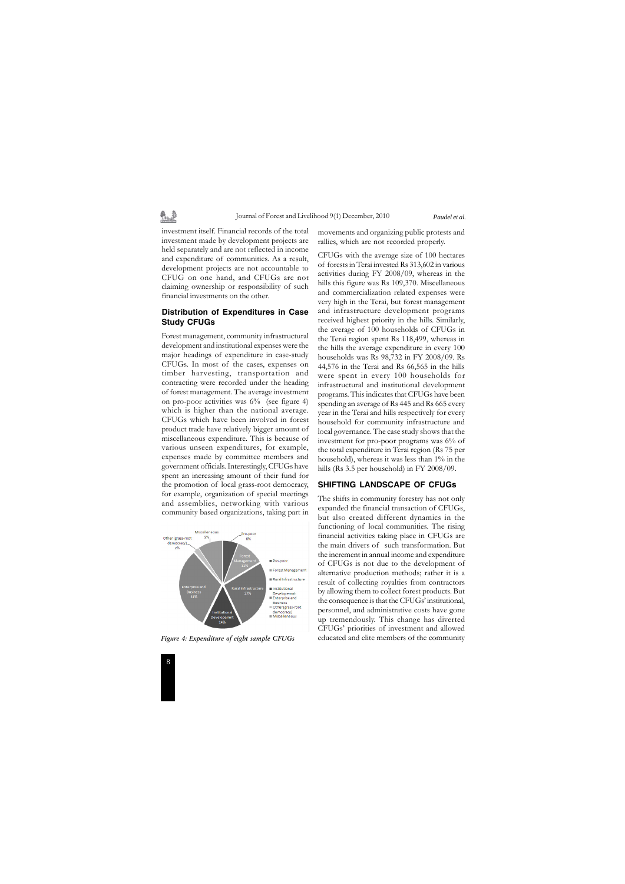investment itself. Financial records of the total investment made by development projects are held separately and are not reflected in income and expenditure of communities. As a result, development projects are not accountable to CFUG on one hand, and CFUGs are not claiming ownership or responsibility of such financial investments on the other.

## Distribution of Expenditures in Case Study CFUGs

Forest management, community infrastructural development and institutional expenses were the major headings of expenditure in case-study CFUGs. In most of the cases, expenses on timber harvesting, transportation and contracting were recorded under the heading of forest management. The average investment on pro-poor activities was 6% (see figure 4) which is higher than the national average. CFUGs which have been involved in forest product trade have relatively bigger amount of miscellaneous expenditure. This is because of various unseen expenditures, for example, expenses made by committee members and government officials. Interestingly, CFUGs have spent an increasing amount of their fund for the promotion of local grass-root democracy, for example, organization of special meetings and assemblies, networking with various community based organizations, taking part in movements and organizing public protests and rallies, which are not recorded properly.

Miscellaneous 9%, Pro-poor 6%, Forest Management 11%, Rural Infrastructure 27%, Institutional Developemnt 14%, Enterprise and Business 31%, Other (grass-root democracy) 2%

*Figure 4: Expenditure of eight sample CFUGs*

CFUGs with the average size of 100 hectares of forests in Terai invested Rs 313,602 in various activities during FY 2008/09, whereas in the hills this figure was Rs 109,370. Miscellaneous and commercialization related expenses were very high in the Terai, but forest management and infrastructure development programs received highest priority in the hills. Similarly, the average of 100 households of CFUGs in the Terai region spent Rs 118,499, whereas in the hills the average expenditure in every 100 households was Rs 98,732 in FY 2008/09. Rs 44,576 in the Terai and Rs 66,565 in the hills were spent in every 100 households for infrastructural and institutional development programs. This indicates that CFUGs have been spending an average of Rs 445 and Rs 665 every year in the Terai and hills respectively for every household for community infrastructure and local governance. The case study shows that the investment for pro-poor programs was 6% of the total expenditure in Terai region (Rs 75 per household), whereas it was less than 1% in the hills (Rs 3.5 per household) in FY 2008/09.

## SHIFTING LANDSCAPE OF CFUGs

The shifts in community forestry has not only expanded the financial transaction of CFUGs, but also created different dynamics in the functioning of local communities. The rising financial activities taking place in CFUGs are the main drivers of such transformation. But the increment in annual income and expenditure of CFUGs is not due to the development of alternative production methods; rather it is a result of collecting royalties from contractors by allowing them to collect forest products. But the consequence is that the CFUGs' institutional, personnel, and administrative costs have gone up tremendously. This change has diverted CFUGs' priorities of investment and allowed educated and elite members of the community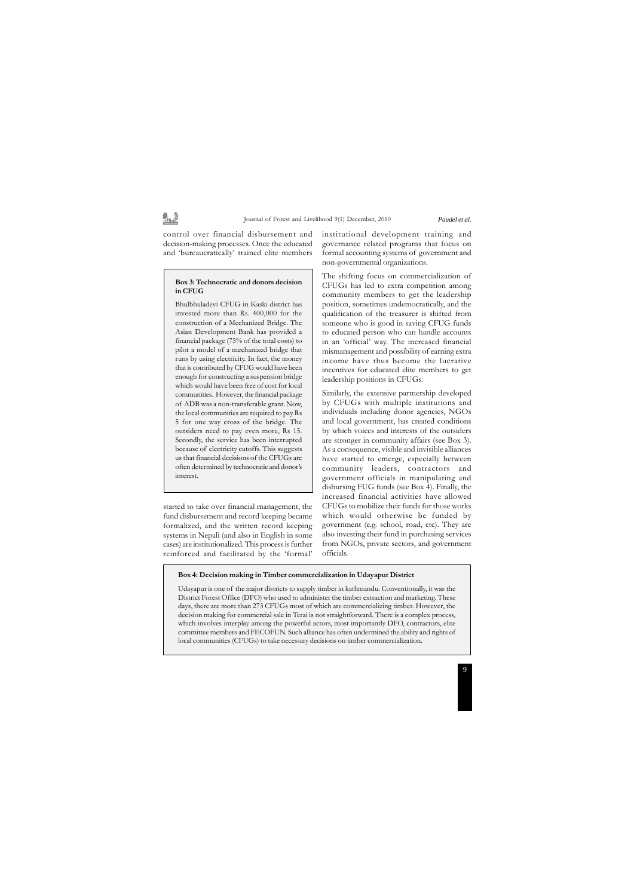control over financial disbursement and decision-making processes. Once the educated and 'bureaucratically' trained elite members started to take over financial management, the fund disbursement and record keeping became formalized, and the written record keeping systems in Nepali (and also in English in some cases) are institutionalized. This process is further reinforced and facilitated by the 'formal' institutional development training and governance related programs that focus on formal accounting systems of government and non-governmental organizations.

> **Box 3: Technocratic and donors decision in CFUG**
>
> Bhulbhuladevi CFUG in Kaski district has invested more than Rs. 400,000 for the construction of a Mechanized Bridge. The Asian Development Bank has provided a financial package (75% of the total costs) to pilot a model of a mechanized bridge that runs by using electricity. In fact, the money that is contributed by CFUG would have been enough for constructing a suspension bridge which would have been free of cost for local communities. However, the financial package of ADB was a non-transferable grant. Now, the local communities are required to pay Rs 5 for one way cross of the bridge. The outsiders need to pay even more, Rs 15. Secondly, the service has been interrupted because of electricity cutoffs. This suggests us that financial decisions of the CFUGs are often determined by technocratic and donor's interest.

The shifting focus on commercialization of CFUGs has led to extra competition among community members to get the leadership position, sometimes undemocratically, and the qualification of the treasurer is shifted from someone who is good in saving CFUG funds to educated person who can handle accounts in an 'official' way. The increased financial mismanagement and possibility of earning extra income have thus become the lucrative incentives for educated elite members to get leadership positions in CFUGs.

Similarly, the extensive partnership developed by CFUGs with multiple institutions and individuals including donor agencies, NGOs and local government, has created conditions by which voices and interests of the outsiders are stronger in community affairs (see Box 3). As a consequence, visible and invisible alliances have started to emerge, especially between community leaders, contractors and government officials in manipulating and disbursing FUG funds (see Box 4). Finally, the increased financial activities have allowed CFUGs to mobilize their funds for those works which would otherwise be funded by government (e.g. school, road, etc). They are also investing their fund in purchasing services from NGOs, private sectors, and government officials.

> **Box 4: Decision making in Timber commercialization in Udayapur District**
>
> Udayapur is one of the major districts to supply timber in kathmandu. Conventionally, it was the District Forest Office (DFO) who used to administer the timber extraction and marketing. These days, there are more than 273 CFUGs most of which are commercializing timber. However, the decision making for commercial sale in Terai is not straightforward. There is a complex process, which involves interplay among the powerful actors, most importantly DFO, contractors, elite committee members and FECOFUN. Such alliance has often undermined the ability and rights of local communities (CFUGs) to take necessary decisions on timber commercialization.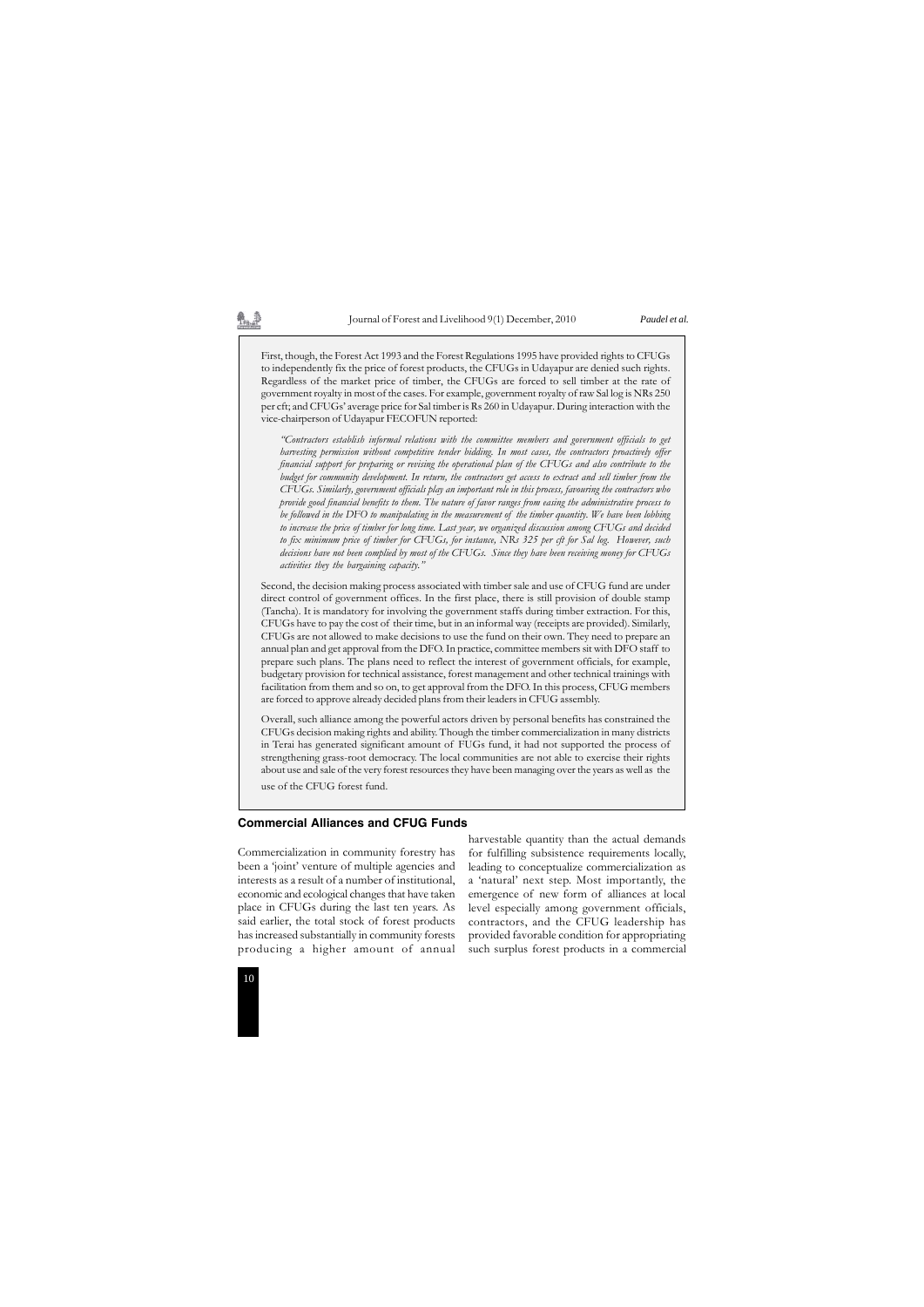First, though, the Forest Act 1993 and the Forest Regulations 1995 have provided rights to CFUGs to independently fix the price of forest products, the CFUGs in Udayapur are denied such rights. Regardless of the market price of timber, the CFUGs are forced to sell timber at the rate of government royalty in most of the cases. For example, government royalty of raw Sal log is NRs 250 per cft; and CFUGs' average price for Sal timber is Rs 260 in Udayapur. During interaction with the vice-chairperson of Udayapur FECOFUN reported:

> *"Contractors establish informal relations with the committee members and government officials to get harvesting permission without competitive tender bidding. In most cases, the contractors proactively offer financial support for preparing or revising the operational plan of the CFUGs and also contribute to the budget for community development. In return, the contractors get access to extract and sell timber from the CFUGs. Similarly, government officials play an important role in this process, favouring the contractors who provide good financial benefits to them. The nature of favor ranges from easing the administrative process to be followed in the DFO to manipulating in the measurement of the timber quantity. We have been lobbing to increase the price of timber for long time. Last year, we organized discussion among CFUGs and decided to fix minimum price of timber for CFUGs, for instance, NRs 325 per cft for Sal log. However, such decisions have not been complied by most of the CFUGs. Since they have been receiving money for CFUGs activities they the bargaining capacity."*

Second, the decision making process associated with timber sale and use of CFUG fund are under direct control of government offices. In the first place, there is still provision of double stamp (Tancha). It is mandatory for involving the government staffs during timber extraction. For this, CFUGs have to pay the cost of their time, but in an informal way (receipts are provided). Similarly, CFUGs are not allowed to make decisions to use the fund on their own. They need to prepare an annual plan and get approval from the DFO. In practice, committee members sit with DFO staff to prepare such plans. The plans need to reflect the interest of government officials, for example, budgetary provision for technical assistance, forest management and other technical trainings with facilitation from them and so on, to get approval from the DFO. In this process, CFUG members are forced to approve already decided plans from their leaders in CFUG assembly.

Overall, such alliance among the powerful actors driven by personal benefits has constrained the CFUGs decision making rights and ability. Though the timber commercialization in many districts in Terai has generated significant amount of FUGs fund, it had not supported the process of strengthening grass-root democracy. The local communities are not able to exercise their rights about use and sale of the very forest resources they have been managing over the years as well as the use of the CFUG forest fund.

## Commercial Alliances and CFUG Funds

Commercialization in community forestry has been a 'joint' venture of multiple agencies and interests as a result of a number of institutional, economic and ecological changes that have taken place in CFUGs during the last ten years. As said earlier, the total stock of forest products has increased substantially in community forests producing a higher amount of annual harvestable quantity than the actual demands for fulfilling subsistence requirements locally, leading to conceptualize commercialization as a 'natural' next step. Most importantly, the emergence of new form of alliances at local level especially among government officials, contractors, and the CFUG leadership has provided favorable condition for appropriating such surplus forest products in a commercial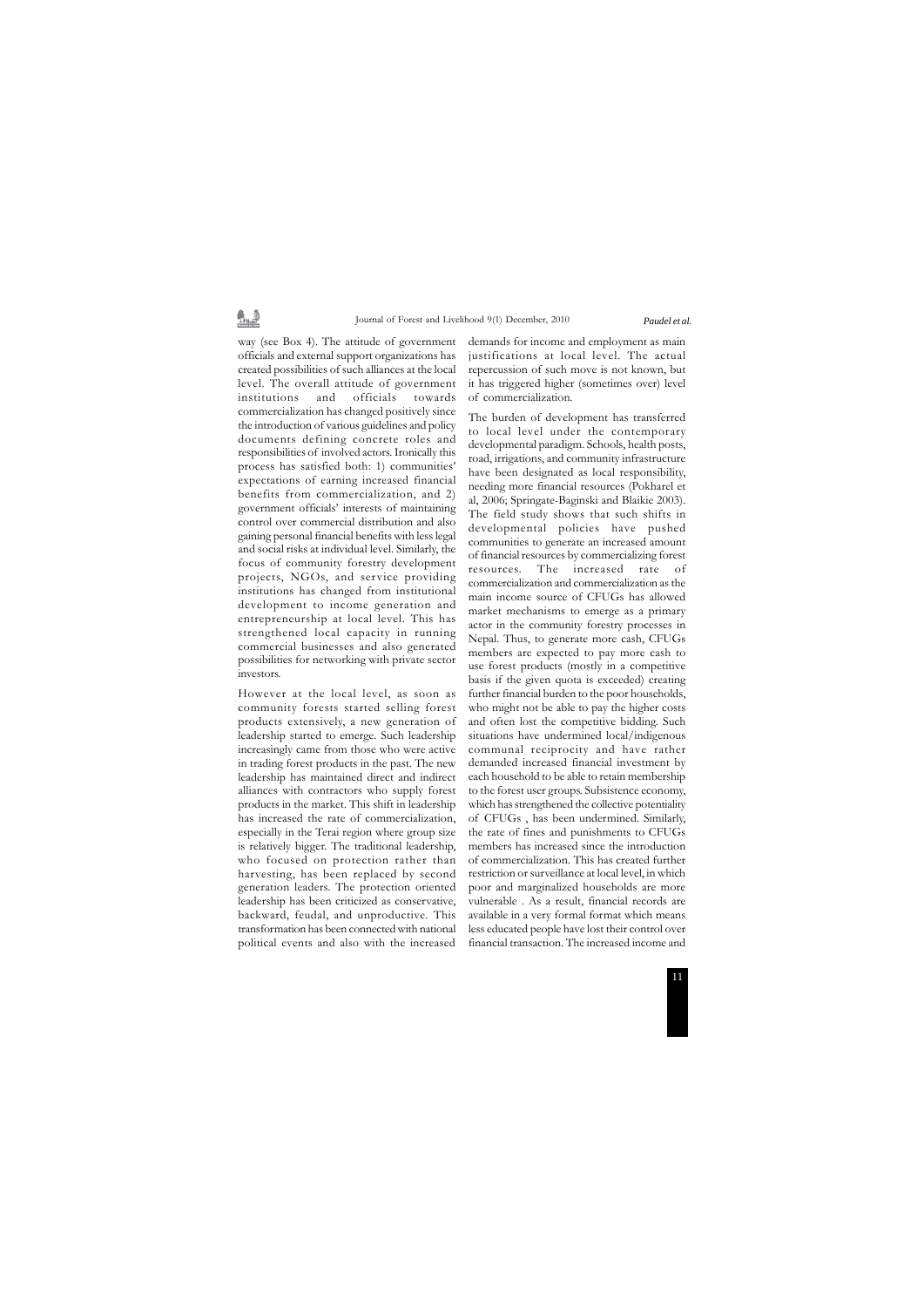way (see Box 4). The attitude of government officials and external support organizations has created possibilities of such alliances at the local level. The overall attitude of government institutions and officials towards commercialization has changed positively since the introduction of various guidelines and policy documents defining concrete roles and responsibilities of involved actors. Ironically this process has satisfied both: 1) communities' expectations of earning increased financial benefits from commercialization, and 2) government officials' interests of maintaining control over commercial distribution and also gaining personal financial benefits with less legal and social risks at individual level. Similarly, the focus of community forestry development projects, NGOs, and service providing institutions has changed from institutional development to income generation and entrepreneurship at local level. This has strengthened local capacity in running commercial businesses and also generated possibilities for networking with private sector investors.

However at the local level, as soon as community forests started selling forest products extensively, a new generation of leadership started to emerge. Such leadership increasingly came from those who were active in trading forest products in the past. The new leadership has maintained direct and indirect alliances with contractors who supply forest products in the market. This shift in leadership has increased the rate of commercialization, especially in the Terai region where group size is relatively bigger. The traditional leadership, who focused on protection rather than harvesting, has been replaced by second generation leaders. The protection oriented leadership has been criticized as conservative, backward, feudal, and unproductive. This transformation has been connected with national political events and also with the increased demands for income and employment as main justifications at local level. The actual repercussion of such move is not known, but it has triggered higher (sometimes over) level of commercialization.

The burden of development has transferred to local level under the contemporary developmental paradigm. Schools, health posts, road, irrigations, and community infrastructure have been designated as local responsibility, needing more financial resources (Pokharel et al, 2006; Springate-Baginski and Blaikie 2003). The field study shows that such shifts in developmental policies have pushed communities to generate an increased amount of financial resources by commercializing forest resources. The increased rate of commercialization and commercialization as the main income source of CFUGs has allowed market mechanisms to emerge as a primary actor in the community forestry processes in Nepal. Thus, to generate more cash, CFUGs members are expected to pay more cash to use forest products (mostly in a competitive basis if the given quota is exceeded) creating further financial burden to the poor households, who might not be able to pay the higher costs and often lost the competitive bidding. Such situations have undermined local/indigenous communal reciprocity and have rather demanded increased financial investment by each household to be able to retain membership to the forest user groups. Subsistence economy, which has strengthened the collective potentiality of CFUGs , has been undermined. Similarly, the rate of fines and punishments to CFUGs members has increased since the introduction of commercialization. This has created further restriction or surveillance at local level, in which poor and marginalized households are more vulnerable . As a result, financial records are available in a very formal format which means less educated people have lost their control over financial transaction. The increased income and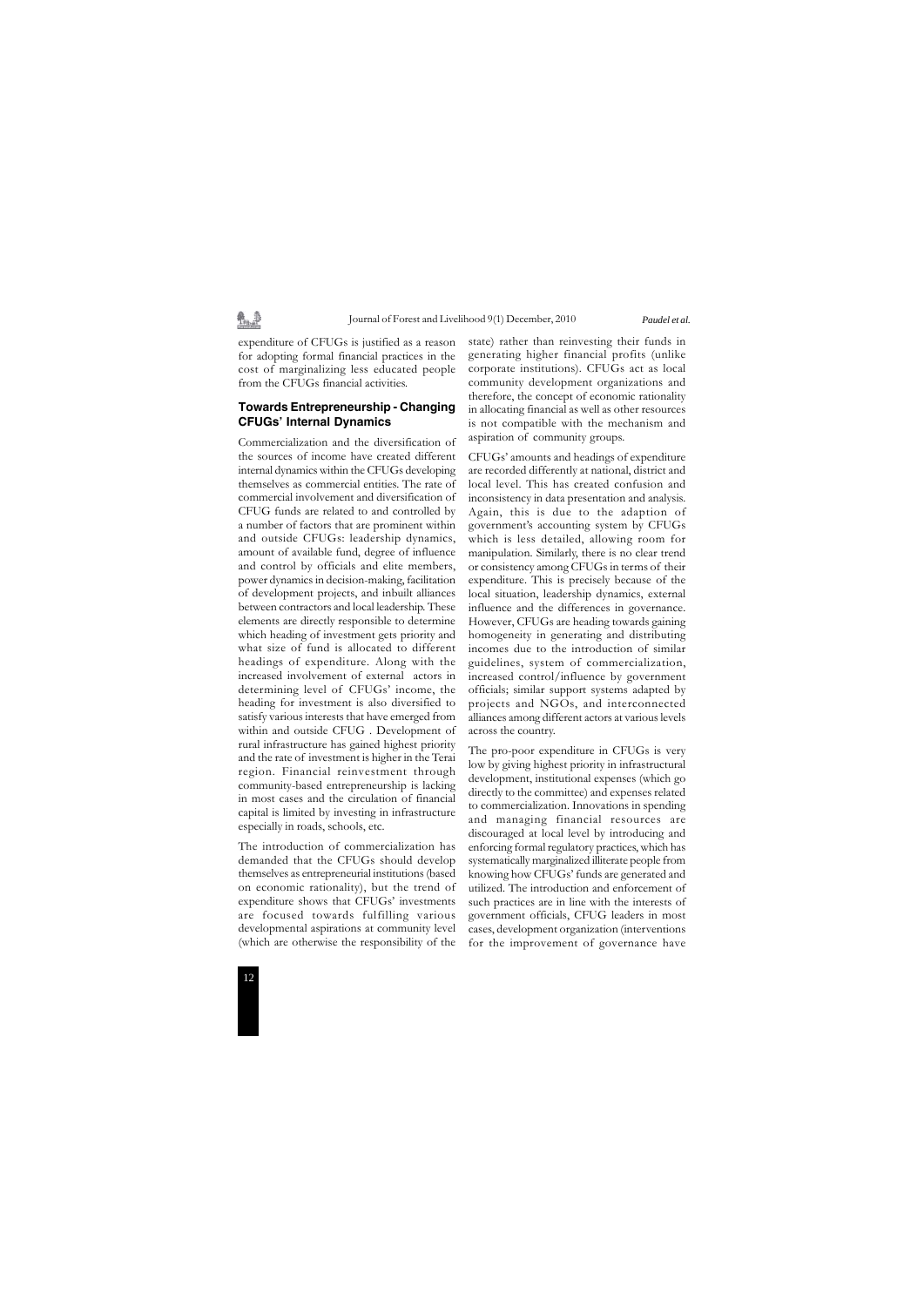expenditure of CFUGs is justified as a reason for adopting formal financial practices in the cost of marginalizing less educated people from the CFUGs financial activities.

## Towards Entrepreneurship - Changing CFUGs' Internal Dynamics

Commercialization and the diversification of the sources of income have created different internal dynamics within the CFUGs developing themselves as commercial entities. The rate of commercial involvement and diversification of CFUG funds are related to and controlled by a number of factors that are prominent within and outside CFUGs: leadership dynamics, amount of available fund, degree of influence and control by officials and elite members, power dynamics in decision-making, facilitation of development projects, and inbuilt alliances between contractors and local leadership. These elements are directly responsible to determine which heading of investment gets priority and what size of fund is allocated to different headings of expenditure. Along with the increased involvement of external actors in determining level of CFUGs' income, the heading for investment is also diversified to satisfy various interests that have emerged from within and outside CFUG . Development of rural infrastructure has gained highest priority and the rate of investment is higher in the Terai region. Financial reinvestment through community-based entrepreneurship is lacking in most cases and the circulation of financial capital is limited by investing in infrastructure especially in roads, schools, etc.

The introduction of commercialization has demanded that the CFUGs should develop themselves as entrepreneurial institutions (based on economic rationality), but the trend of expenditure shows that CFUGs' investments are focused towards fulfilling various developmental aspirations at community level (which are otherwise the responsibility of the state) rather than reinvesting their funds in generating higher financial profits (unlike corporate institutions). CFUGs act as local community development organizations and therefore, the concept of economic rationality in allocating financial as well as other resources is not compatible with the mechanism and aspiration of community groups.

CFUGs' amounts and headings of expenditure are recorded differently at national, district and local level. This has created confusion and inconsistency in data presentation and analysis. Again, this is due to the adaption of government's accounting system by CFUGs which is less detailed, allowing room for manipulation. Similarly, there is no clear trend or consistency among CFUGs in terms of their expenditure. This is precisely because of the local situation, leadership dynamics, external influence and the differences in governance. However, CFUGs are heading towards gaining homogeneity in generating and distributing incomes due to the introduction of similar guidelines, system of commercialization, increased control/influence by government officials; similar support systems adapted by projects and NGOs, and interconnected alliances among different actors at various levels across the country.

The pro-poor expenditure in CFUGs is very low by giving highest priority in infrastructural development, institutional expenses (which go directly to the committee) and expenses related to commercialization. Innovations in spending and managing financial resources are discouraged at local level by introducing and enforcing formal regulatory practices, which has systematically marginalized illiterate people from knowing how CFUGs' funds are generated and utilized. The introduction and enforcement of such practices are in line with the interests of government officials, CFUG leaders in most cases, development organization (interventions for the improvement of governance have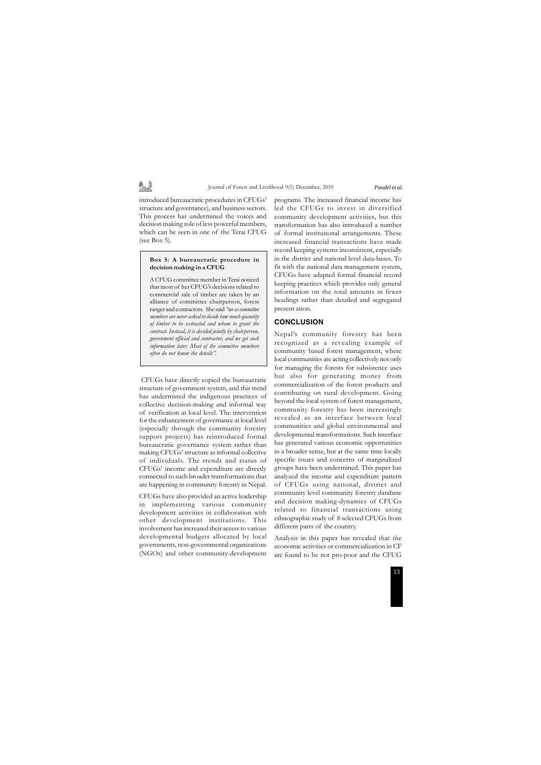introduced bureaucratic procedures in CFUGs' structure and governance), and business sectors. This process has undermined the voices and decision making role of less powerful members, which can be seen in one of the Terai CFUG (see Box 5).

> **Box 5: A bureaucratic procedure in decision making in a CFUG**
>
> A CFUG committee member in Terai noticed that most of her CFUG's decisions related to commercial sale of timber are taken by an alliance of committee chairperson, forest ranger and contractors. She said *"we as committee members are never asked to decide how much quantity of timber to be extracted and whom to grant the contract. Instead, it is decided jointly by chairperson, government official and contractor, and we get such information later. Most of the committee members often do not know the details".*

CFUGs have directly copied the bureaucratic structure of government system, and this trend has undermined the indigenous practices of collective decision-making and informal way of verification at local level. The intervention for the enhancement of governance at local level (especially through the community forestry support projects) has reintroduced formal bureaucratic governance system rather than making CFUGs' structure as informal collective of individuals. The trends and status of CFUGs' income and expenditure are directly connected to such broader transformations that are happening in community forestry in Nepal.

CFUGs have also provided an active leadership in implementing various community development activities in collaboration with other development institutions. This involvement has increased their access to various developmental budgets allocated by local governments, non-governmental organizations (NGOs) and other community-development programs. The increased financial income has led the CFUGs to invest in diversified community development activities, but this transformation has also introduced a number of formal institutional arrangements. These increased financial transactions have made record keeping systems inconsistent, especially in the district and national level data-bases. To fit with the national data management system, CFUGs have adapted formal financial record keeping practices which provides only general information on the total amounts in fewer headings rather than detailed and segregated present ation.

## CONCLUSION

Nepal's community forestry has been recognized as a revealing example of community based forest management, where local communities are acting collectively not only for managing the forests for subsistence uses but also for generating money from commercialization of the forest products and contributing on rural development. Going beyond the local system of forest management, community forestry has been increasingly revealed as an interface between local communities and global environmental and developmental transformations. Such interface has generated various economic opportunities in a broader sense, but at the same time locally specific issues and concerns of marginalized groups have been undermined. This paper has analyzed the income and expenditure pattern of CFUGs using national, district and community level community forestry database and decision making-dynamics of CFUGs related to financial transactions using ethnographic study of 8 selected CFUGs from different parts of the country.

Analysis in this paper has revealed that the economic activities or commercialization in CF are found to be not pro-poor and the CFUG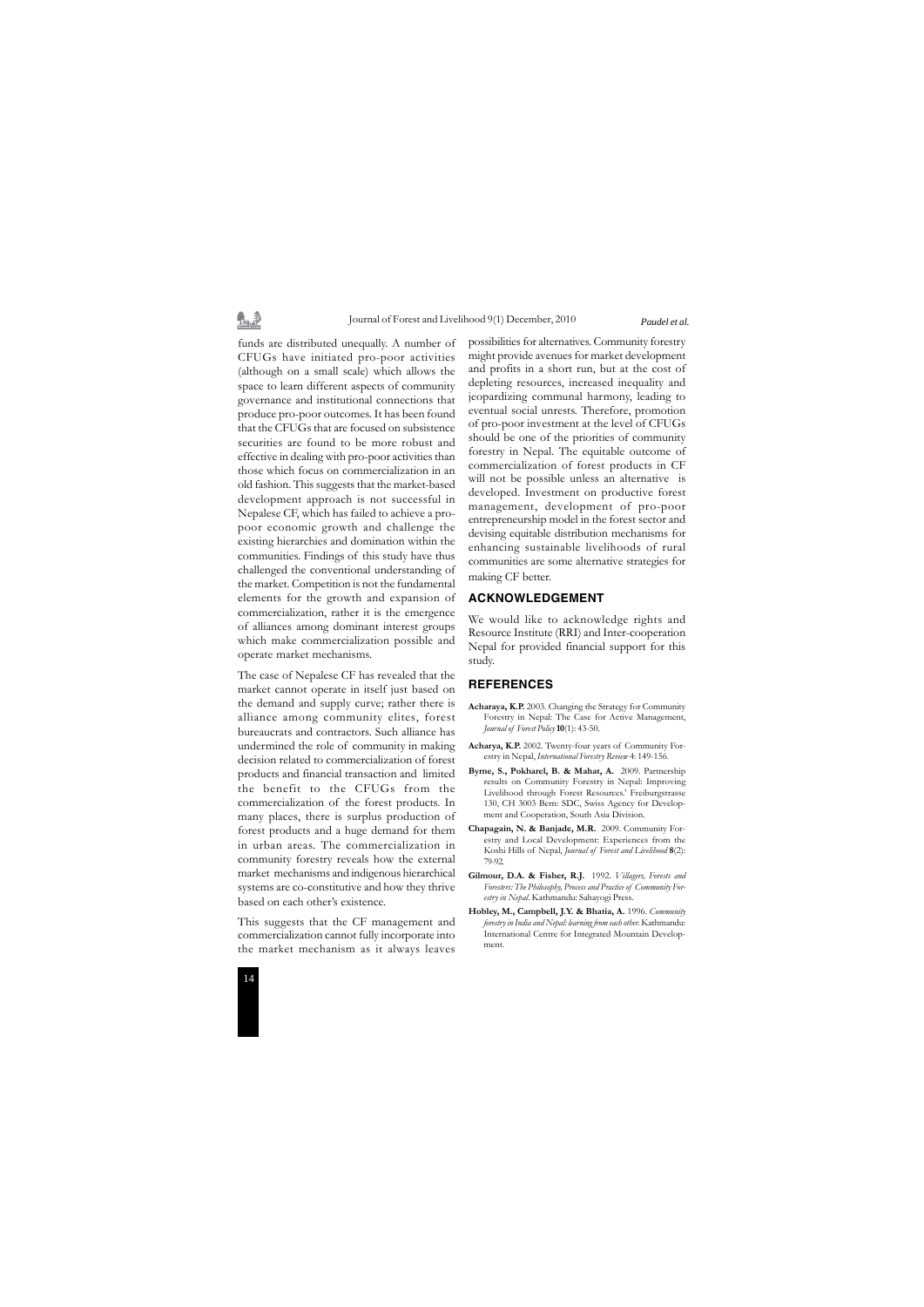funds are distributed unequally. A number of CFUGs have initiated pro-poor activities (although on a small scale) which allows the space to learn different aspects of community governance and institutional connections that produce pro-poor outcomes. It has been found that the CFUGs that are focused on subsistence securities are found to be more robust and effective in dealing with pro-poor activities than those which focus on commercialization in an old fashion. This suggests that the market-based development approach is not successful in Nepalese CF, which has failed to achieve a pro-poor economic growth and challenge the existing hierarchies and domination within the communities. Findings of this study have thus challenged the conventional understanding of the market. Competition is not the fundamental elements for the growth and expansion of commercialization, rather it is the emergence of alliances among dominant interest groups which make commercialization possible and operate market mechanisms.

The case of Nepalese CF has revealed that the market cannot operate in itself just based on the demand and supply curve; rather there is alliance among community elites, forest bureaucrats and contractors. Such alliance has undermined the role of community in making decision related to commercialization of forest products and financial transaction and limited the benefit to the CFUGs from the commercialization of the forest products. In many places, there is surplus production of forest products and a huge demand for them in urban areas. The commercialization in community forestry reveals how the external market mechanisms and indigenous hierarchical systems are co-constitutive and how they thrive based on each other's existence.

This suggests that the CF management and commercialization cannot fully incorporate into the market mechanism as it always leaves possibilities for alternatives. Community forestry might provide avenues for market development and profits in a short run, but at the cost of depleting resources, increased inequality and jeopardizing communal harmony, leading to eventual social unrests. Therefore, promotion of pro-poor investment at the level of CFUGs should be one of the priorities of community forestry in Nepal. The equitable outcome of commercialization of forest products in CF will not be possible unless an alternative is developed. Investment on productive forest management, development of pro-poor entrepreneurship model in the forest sector and devising equitable distribution mechanisms for enhancing sustainable livelihoods of rural communities are some alternative strategies for making CF better.

## ACKNOWLEDGEMENT

We would like to acknowledge rights and Resource Institute (RRI) and Inter-cooperation Nepal for provided financial support for this study.

## REFERENCES

**Acharaya, K.P.** 2003. Changing the Strategy for Community Forestry in Nepal: The Case for Active Management, *Journal of Forest Policy* **10**(1): 43-50.

**Acharya, K.P.** 2002. Twenty-four years of Community Forestry in Nepal, *International Forestry Review* 4: 149-156.

**Byrne, S., Pokharel, B. & Mahat, A.** 2009. Partnership results on Community Forestry in Nepal: Improving Livelihood through Forest Resources.' Freiburgstrasse 130, CH 3003 Bern: SDC, Swiss Agency for Development and Cooperation, South Asia Division.

**Chapagain, N. & Banjade, M.R.** 2009. Community Forestry and Local Development: Experiences from the Koshi Hills of Nepal, *Journal of Forest and Livelihood* **8**(2): 79-92.

**Gilmour, D.A. & Fisher, R.J.** 1992. *Villagers, Forests and Foresters: The Philosophy, Process and Practice of Community Forestry in Nepal*. Kathmandu: Sahayogi Press.

**Hobley, M., Campbell, J.Y. & Bhatia, A.** 1996. *Community forestry in India and Nepal: learning from each other*. Kathmandu: International Centre for Integrated Mountain Development.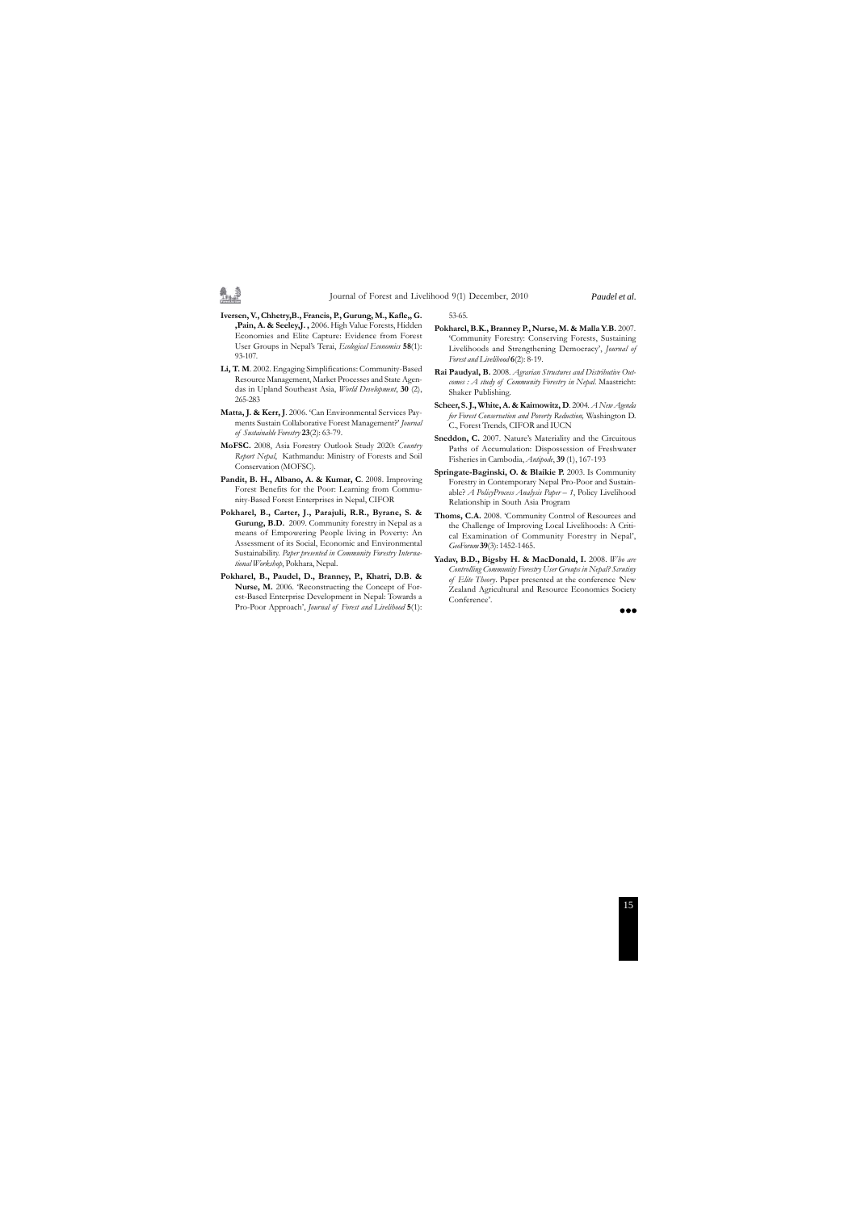**Iversen, V., Chhetry,B., Francis, P., Gurung, M., Kafle,, G. ,Pain, A. & Seeley,J. ,** 2006. High Value Forests, Hidden Economies and Elite Capture: Evidence from Forest User Groups in Nepal's Terai, *Ecological Economics* **58**(1): 93-107.

**Li, T. M**. 2002. Engaging Simplifications: Community-Based Resource Management, Market Processes and State Agendas in Upland Southeast Asia, *World Development*, **30** (2), 265-283

**Matta, J. & Kerr, J**. 2006. 'Can Environmental Services Payments Sustain Collaborative Forest Management?' *Journal of Sustainable Forestry* **23**(2): 63-79.

**MoFSC.** 2008, Asia Forestry Outlook Study 2020: *Country Report Nepal*, Kathmandu: Ministry of Forests and Soil Conservation (MOFSC).

**Pandit, B. H., Albano, A. & Kumar, C**. 2008. Improving Forest Benefits for the Poor: Learning from Community-Based Forest Enterprises in Nepal, CIFOR

**Pokharel, B., Carter, J., Parajuli, R.R., Byrane, S. & Gurung, B.D.** 2009. Community forestry in Nepal as a means of Empowering People living in Poverty: An Assessment of its Social, Economic and Environmental Sustainability. *Paper presented in Community Forestry International Workshop*, Pokhara, Nepal.

**Pokharel, B., Paudel, D., Branney, P., Khatri, D.B. & Nurse, M.** 2006. 'Reconstructing the Concept of Forest-Based Enterprise Development in Nepal: Towards a Pro-Poor Approach', *Journal of Forest and Livelihood* **5**(1): 53-65.

**Pokharel, B.K., Branney P., Nurse, M. & Malla Y.B.** 2007. 'Community Forestry: Conserving Forests, Sustaining Livelihoods and Strengthening Democracy', *Journal of Forest and Livelihood* **6**(2): 8-19.

**Rai Paudyal, B.** 2008. *Agrarian Structures and Distributive Outcomes : A study of Community Forestry in Nepal*. Maastricht: Shaker Publishing.

**Scheer, S. J., White, A. & Kaimowitz, D**. 2004. *A New Agenda for Forest Conservation and Poverty Reduction,* Washington D. C., Forest Trends, CIFOR and IUCN

**Sneddon, C.** 2007. Nature's Materiality and the Circuitous Paths of Accumulation: Dispossession of Freshwater Fisheries in Cambodia, *Antipode*, **39** (1), 167-193

**Springate-Baginski, O. & Blaikie P.** 2003. Is Community Forestry in Contemporary Nepal Pro-Poor and Sustainable? *A PolicyProcess Analysis Paper – 1*, Policy Livelihood Relationship in South Asia Program

**Thoms, C.A.** 2008. 'Community Control of Resources and the Challenge of Improving Local Livelihoods: A Critical Examination of Community Forestry in Nepal', *GeoForum* **39**(3): 1452-1465.

**Yadav, B.D., Bigsby H. & MacDonald, I.** 2008. *Who are Controlling Community Forestry User Groups in Nepal? Scrutiny of Elite Theory*. Paper presented at the conference 'New Zealand Agricultural and Resource Economics Society Conference'.